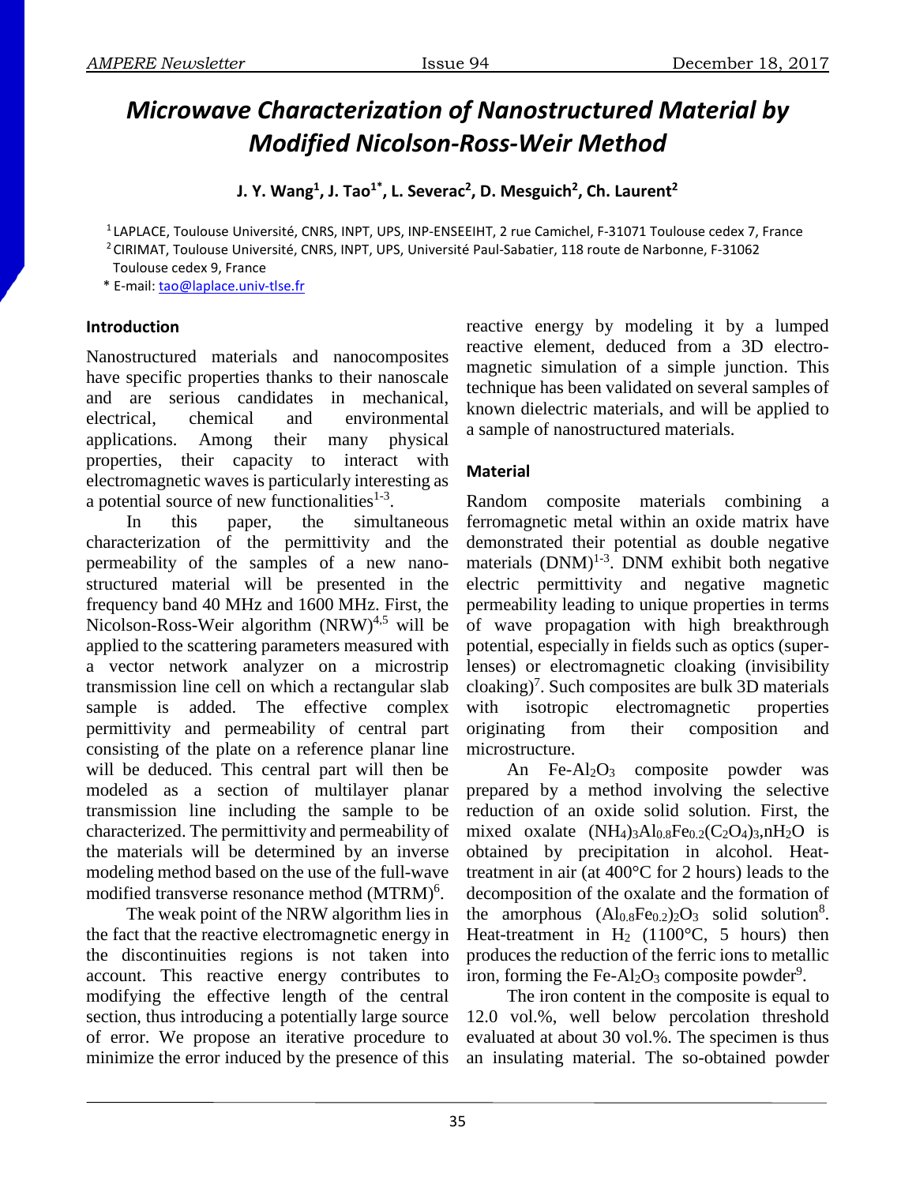# *Microwave Characterization of Nanostructured Material by Modified Nicolson-Ross-Weir Method*

**J. Y. Wang[1], J. Tao[1*], L. Severac[2], D. Mesguich[2], Ch. Laurent[2]**

[1] LAPLACE, Toulouse Université, CNRS, INPT, UPS, INP-ENSEEIHT, 2 rue Camichel, F-31071 Toulouse cedex 7, France
[2] CIRIMAT, Toulouse Université, CNRS, INPT, UPS, Université Paul-Sabatier, 118 route de Narbonne, F-31062 Toulouse cedex 9, France
\* E-mail: tao@laplace.univ-tlse.fr

## Introduction

Nanostructured materials and nanocomposites have specific properties thanks to their nanoscale and are serious candidates in mechanical, electrical, chemical and environmental applications. Among their many physical properties, their capacity to interact with electromagnetic waves is particularly interesting as a potential source of new functionalities[1-3].

In this paper, the simultaneous characterization of the permittivity and the permeability of the samples of a new nano-structured material will be presented in the frequency band 40 MHz and 1600 MHz. First, the Nicolson-Ross-Weir algorithm (NRW)[4,5] will be applied to the scattering parameters measured with a vector network analyzer on a microstrip transmission line cell on which a rectangular slab sample is added. The effective complex permittivity and permeability of central part consisting of the plate on a reference planar line will be deduced. This central part will then be modeled as a section of multilayer planar transmission line including the sample to be characterized. The permittivity and permeability of the materials will be determined by an inverse modeling method based on the use of the full-wave modified transverse resonance method (MTRM)[6].

The weak point of the NRW algorithm lies in the fact that the reactive electromagnetic energy in the discontinuities regions is not taken into account. This reactive energy contributes to modifying the effective length of the central section, thus introducing a potentially large source of error. We propose an iterative procedure to minimize the error induced by the presence of this reactive energy by modeling it by a lumped reactive element, deduced from a 3D electro-magnetic simulation of a simple junction. This technique has been validated on several samples of known dielectric materials, and will be applied to a sample of nanostructured materials.

## Material

Random composite materials combining a ferromagnetic metal within an oxide matrix have demonstrated their potential as double negative materials (DNM)[1-3]. DNM exhibit both negative electric permittivity and negative magnetic permeability leading to unique properties in terms of wave propagation with high breakthrough potential, especially in fields such as optics (super-lenses) or electromagnetic cloaking (invisibility cloaking)[7]. Such composites are bulk 3D materials with isotropic electromagnetic properties originating from their composition and microstructure.

An Fe-$Al_2O_3$ composite powder was prepared by a method involving the selective reduction of an oxide solid solution. First, the mixed oxalate $(NH_4)_3Al_{0.8}Fe_{0.2}(C_2O_4)_3,nH_2O$ is obtained by precipitation in alcohol. Heat-treatment in air (at 400°C for 2 hours) leads to the decomposition of the oxalate and the formation of the amorphous $(Al_{0.8}Fe_{0.2})_2O_3$ solid solution[8]. Heat-treatment in $H_2$ (1100°C, 5 hours) then produces the reduction of the ferric ions to metallic iron, forming the Fe-$Al_2O_3$ composite powder[9].

The iron content in the composite is equal to 12.0 vol.%, well below percolation threshold evaluated at about 30 vol.%. The specimen is thus an insulating material. The so-obtained powder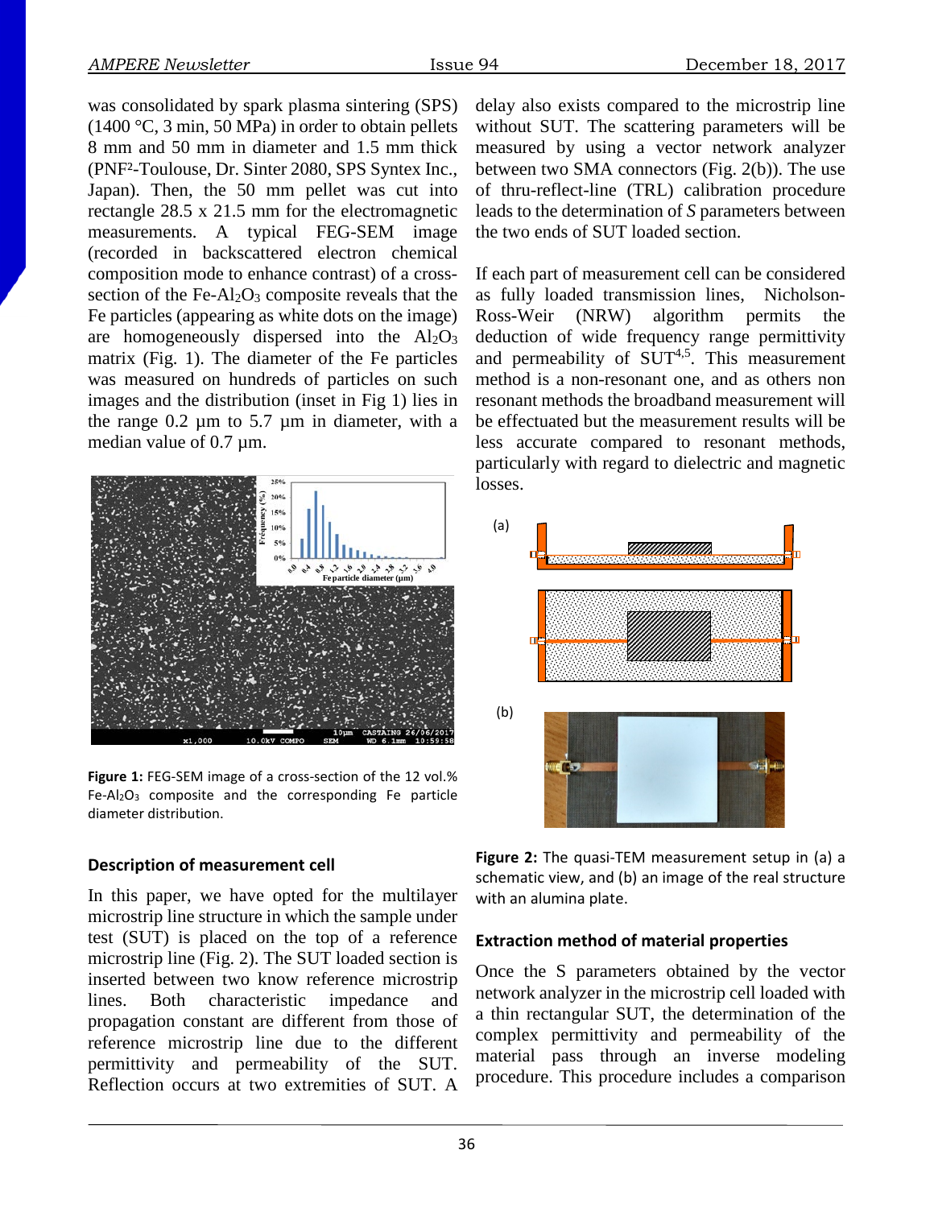was consolidated by spark plasma sintering (SPS) (1400 °C, 3 min, 50 MPa) in order to obtain pellets 8 mm and 50 mm in diameter and 1.5 mm thick (PNF²-Toulouse, Dr. Sinter 2080, SPS Syntex Inc., Japan). Then, the 50 mm pellet was cut into rectangle 28.5 x 21.5 mm for the electromagnetic measurements. A typical FEG-SEM image (recorded in backscattered electron chemical composition mode to enhance contrast) of a cross-section of the Fe-$Al_2O_3$ composite reveals that the Fe particles (appearing as white dots on the image) are homogeneously dispersed into the $Al_2O_3$ matrix (Fig. 1). The diameter of the Fe particles was measured on hundreds of particles on such images and the distribution (inset in Fig 1) lies in the range 0.2 µm to 5.7 µm in diameter, with a median value of 0.7 µm.

**Figure 1:** FEG-SEM image of a cross-section of the 12 vol.% Fe-$Al_2O_3$ composite and the corresponding Fe particle diameter distribution.

### Description of measurement cell

In this paper, we have opted for the multilayer microstrip line structure in which the sample under test (SUT) is placed on the top of a reference microstrip line (Fig. 2). The SUT loaded section is inserted between two know reference microstrip lines. Both characteristic impedance and propagation constant are different from those of reference microstrip line due to the different permittivity and permeability of the SUT. Reflection occurs at two extremities of SUT. A delay also exists compared to the microstrip line without SUT. The scattering parameters will be measured by using a vector network analyzer between two SMA connectors (Fig. 2(b)). The use of thru-reflect-line (TRL) calibration procedure leads to the determination of *S* parameters between the two ends of SUT loaded section.

If each part of measurement cell can be considered as fully loaded transmission lines, Nicholson-Ross-Weir (NRW) algorithm permits the deduction of wide frequency range permittivity and permeability of SUT[4,5]. This measurement method is a non-resonant one, and as others non resonant methods the broadband measurement will be effectuated but the measurement results will be less accurate compared to resonant methods, particularly with regard to dielectric and magnetic losses.

**Figure 2:** The quasi-TEM measurement setup in (a) a schematic view, and (b) an image of the real structure with an alumina plate.

### Extraction method of material properties

Once the S parameters obtained by the vector network analyzer in the microstrip cell loaded with a thin rectangular SUT, the determination of the complex permittivity and permeability of the material pass through an inverse modeling procedure. This procedure includes a comparison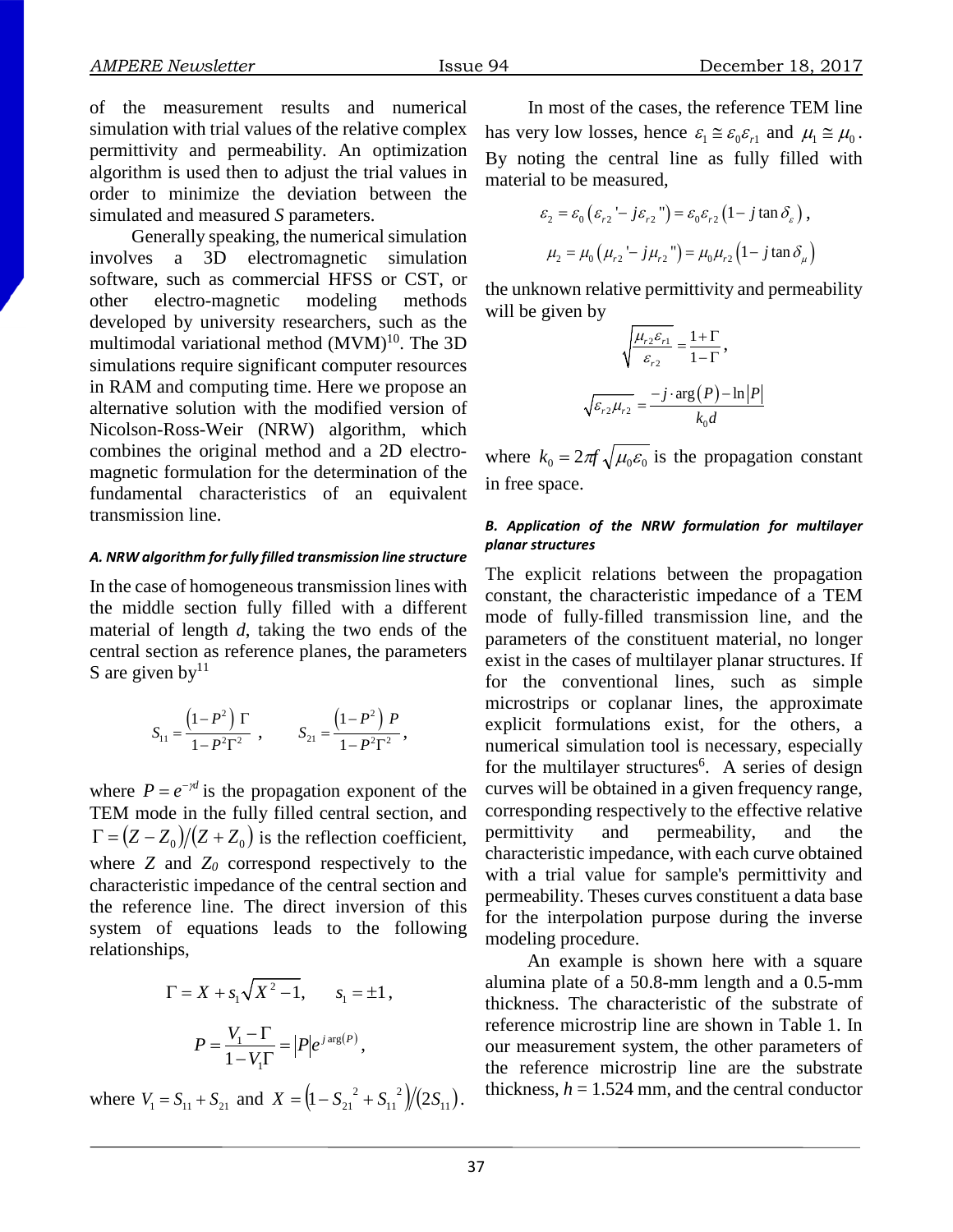of the measurement results and numerical simulation with trial values of the relative complex permittivity and permeability. An optimization algorithm is used then to adjust the trial values in order to minimize the deviation between the simulated and measured *S* parameters.

Generally speaking, the numerical simulation involves a 3D electromagnetic simulation software, such as commercial HFSS or CST, or other electro-magnetic modeling methods developed by university researchers, such as the multimodal variational method (MVM)[10]. The 3D simulations require significant computer resources in RAM and computing time. Here we propose an alternative solution with the modified version of Nicolson-Ross-Weir (NRW) algorithm, which combines the original method and a 2D electro-magnetic formulation for the determination of the fundamental characteristics of an equivalent transmission line.

#### *A. NRW algorithm for fully filled transmission line structure*

In the case of homogeneous transmission lines with the middle section fully filled with a different material of length *d*, taking the two ends of the central section as reference planes, the parameters S are given by[11]

$$S_{11} = \frac{\left(1-P^2\right)\,\Gamma}{1-P^2\Gamma^2}\ , \qquad S_{21} = \frac{\left(1-P^2\right)\,P}{1-P^2\Gamma^2},$$

where $P = e^{-\gamma d}$ is the propagation exponent of the TEM mode in the fully filled central section, and $\Gamma = (Z - Z_0)/(Z + Z_0)$ is the reflection coefficient, where $Z$ and $Z_0$ correspond respectively to the characteristic impedance of the central section and the reference line. The direct inversion of this system of equations leads to the following relationships,

$$\Gamma = X + s_1\sqrt{X^2 - 1}, \qquad s_1 = \pm 1,$$

$$P = \frac{V_1 - \Gamma}{1 - V_1\Gamma} = |P| e^{j\arg(P)},$$

where $V_1 = S_{11} + S_{21}$ and $X = \left(1 - S_{21}^{\ 2} + S_{11}^{\ 2}\right)/\left(2S_{11}\right)$.

In most of the cases, the reference TEM line has very low losses, hence $\varepsilon_1 \cong \varepsilon_0\varepsilon_{r1}$ and $\mu_1 \cong \mu_0$. By noting the central line as fully filled with material to be measured,

$$\varepsilon_2 = \varepsilon_0\left(\varepsilon_{r2}{}' - j\varepsilon_{r2}{}''\right) = \varepsilon_0\varepsilon_{r2}\left(1 - j\tan\delta_\varepsilon\right),$$

$$\mu_2 = \mu_0\left(\mu_{r2}{}' - j\mu_{r2}{}''\right) = \mu_0\mu_{r2}\left(1 - j\tan\delta_\mu\right)$$

the unknown relative permittivity and permeability will be given by

$$\sqrt{\frac{\mu_{r2}\varepsilon_{r1}}{\varepsilon_{r2}}} = \frac{1+\Gamma}{1-\Gamma},$$

$$\sqrt{\varepsilon_{r2}\mu_{r2}} = \frac{-j\cdot\arg(P) - \ln|P|}{k_0 d}$$

where $k_0 = 2\pi f\sqrt{\mu_0\varepsilon_0}$ is the propagation constant in free space.

#### *B. Application of the NRW formulation for multilayer planar structures*

The explicit relations between the propagation constant, the characteristic impedance of a TEM mode of fully-filled transmission line, and the parameters of the constituent material, no longer exist in the cases of multilayer planar structures. If for the conventional lines, such as simple microstrips or coplanar lines, the approximate explicit formulations exist, for the others, a numerical simulation tool is necessary, especially for the multilayer structures[6]. A series of design curves will be obtained in a given frequency range, corresponding respectively to the effective relative permittivity and permeability, and the characteristic impedance, with each curve obtained with a trial value for sample's permittivity and permeability. Theses curves constituent a data base for the interpolation purpose during the inverse modeling procedure.

An example is shown here with a square alumina plate of a 50.8-mm length and a 0.5-mm thickness. The characteristic of the substrate of reference microstrip line are shown in Table 1. In our measurement system, the other parameters of the reference microstrip line are the substrate thickness, *h* = 1.524 mm, and the central conductor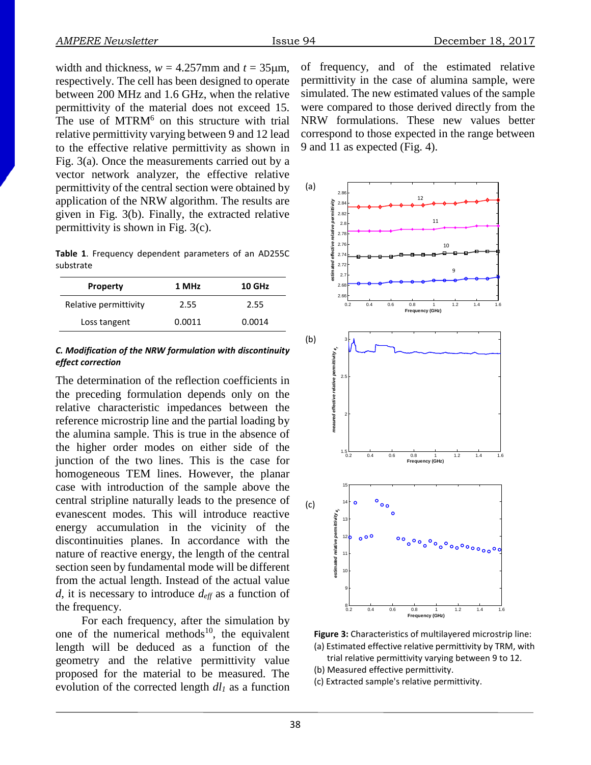width and thickness, $w$ = 4.257mm and $t$ = 35μm, respectively. The cell has been designed to operate between 200 MHz and 1.6 GHz, when the relative permittivity of the material does not exceed 15. The use of MTRM[6] on this structure with trial relative permittivity varying between 9 and 12 lead to the effective relative permittivity as shown in Fig. 3(a). Once the measurements carried out by a vector network analyzer, the effective relative permittivity of the central section were obtained by application of the NRW algorithm. The results are given in Fig. 3(b). Finally, the extracted relative permittivity is shown in Fig. 3(c).

**Table 1**. Frequency dependent parameters of an AD255C substrate

| Property | 1 MHz | 10 GHz |
|---|---|---|
| Relative permittivity | 2.55 | 2.55 |
| Loss tangent | 0.0011 | 0.0014 |

### *C. Modification of the NRW formulation with discontinuity effect correction*

The determination of the reflection coefficients in the preceding formulation depends only on the relative characteristic impedances between the reference microstrip line and the partial loading by the alumina sample. This is true in the absence of the higher order modes on either side of the junction of the two lines. This is the case for homogeneous TEM lines. However, the planar case with introduction of the sample above the central stripline naturally leads to the presence of evanescent modes. This will introduce reactive energy accumulation in the vicinity of the discontinuities planes. In accordance with the nature of reactive energy, the length of the central section seen by fundamental mode will be different from the actual length. Instead of the actual value $d$, it is necessary to introduce $d_{eff}$ as a function of the frequency.

For each frequency, after the simulation by one of the numerical methods[10], the equivalent length will be deduced as a function of the geometry and the relative permittivity value proposed for the material to be measured. The evolution of the corrected length $dl_1$ as a function of frequency, and of the estimated relative permittivity in the case of alumina sample, were simulated. The new estimated values of the sample were compared to those derived directly from the NRW formulations. These new values better correspond to those expected in the range between 9 and 11 as expected (Fig. 4).

**Figure 3:** Characteristics of multilayered microstrip line:
(a) Estimated effective relative permittivity by TRM, with trial relative permittivity varying between 9 to 12.
(b) Measured effective permittivity.
(c) Extracted sample's relative permittivity.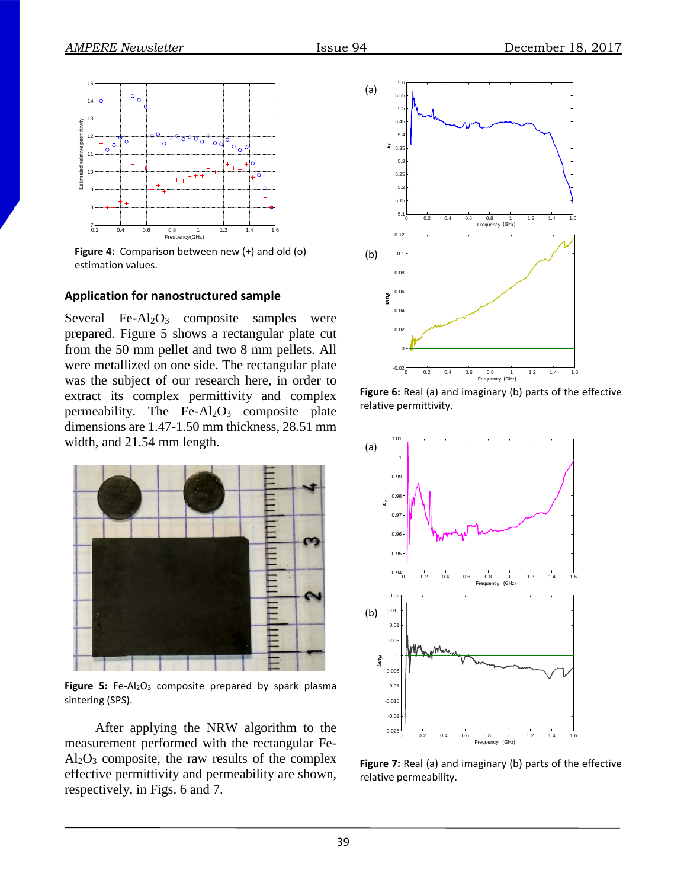Figure 4: Comparison between new (+) and old (o) estimation values.

### Application for nanostructured sample

Several Fe-$Al_2O_3$ composite samples were prepared. Figure 5 shows a rectangular plate cut from the 50 mm pellet and two 8 mm pellets. All were metallized on one side. The rectangular plate was the subject of our research here, in order to extract its complex permittivity and complex permeability. The Fe-$Al_2O_3$ composite plate dimensions are 1.47-1.50 mm thickness, 28.51 mm width, and 21.54 mm length.

**Figure 5:** Fe-$Al_2O_3$ composite prepared by spark plasma sintering (SPS).

After applying the NRW algorithm to the measurement performed with the rectangular Fe-$Al_2O_3$ composite, the raw results of the complex effective permittivity and permeability are shown, respectively, in Figs. 6 and 7.

**Figure 6:** Real (a) and imaginary (b) parts of the effective relative permittivity.

**Figure 7:** Real (a) and imaginary (b) parts of the effective relative permeability.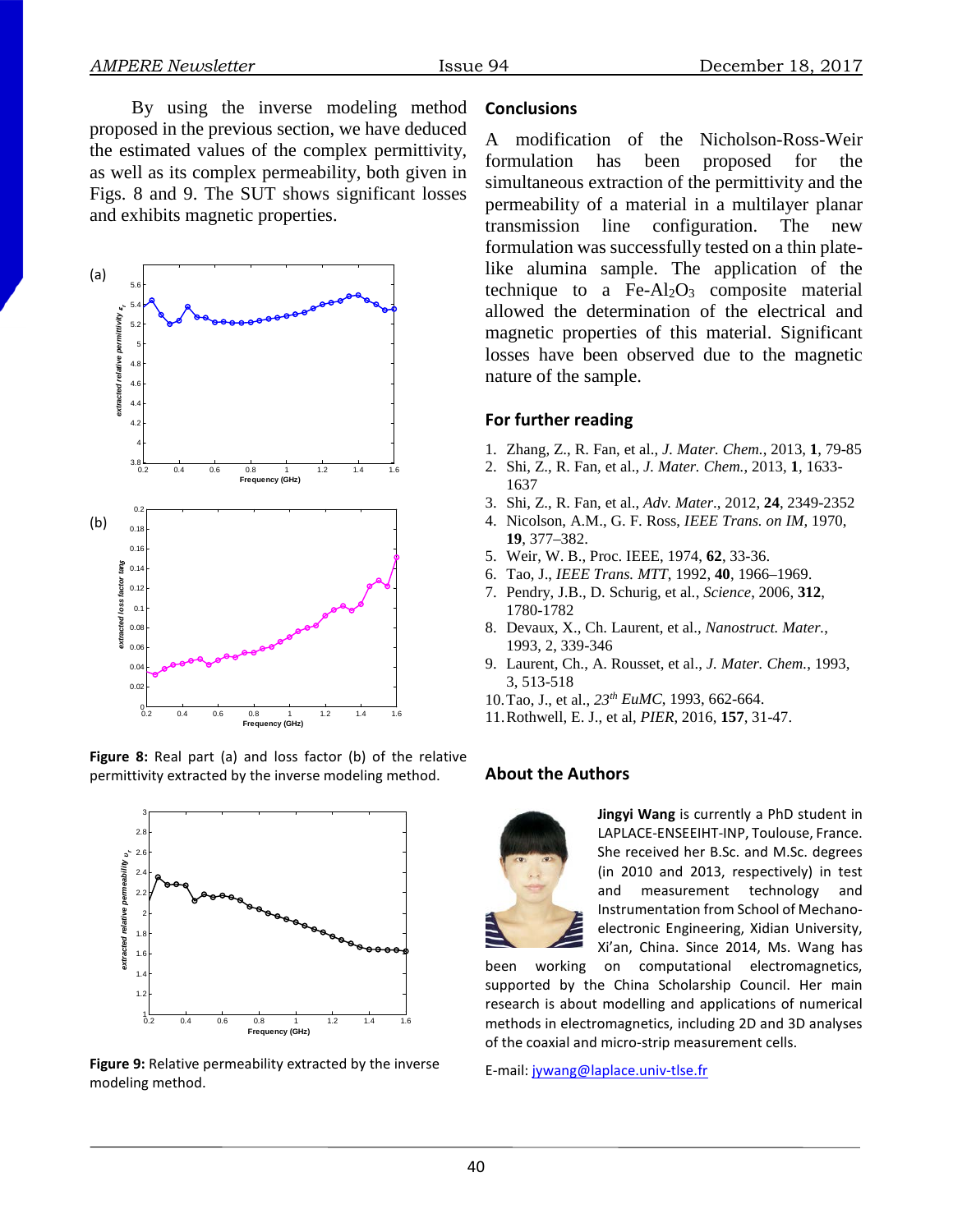By using the inverse modeling method proposed in the previous section, we have deduced the estimated values of the complex permittivity, as well as its complex permeability, both given in Figs. 8 and 9. The SUT shows significant losses and exhibits magnetic properties.

**Figure 8:** Real part (a) and loss factor (b) of the relative permittivity extracted by the inverse modeling method.

**Figure 9:** Relative permeability extracted by the inverse modeling method.

## Conclusions

A modification of the Nicholson-Ross-Weir formulation has been proposed for the simultaneous extraction of the permittivity and the permeability of a material in a multilayer planar transmission line configuration. The new formulation was successfully tested on a thin plate-like alumina sample. The application of the technique to a Fe-$Al_2O_3$ composite material allowed the determination of the electrical and magnetic properties of this material. Significant losses have been observed due to the magnetic nature of the sample.

## For further reading

1. Zhang, Z., R. Fan, et al., *J. Mater. Chem.*, 2013, **1**, 79-85
2. Shi, Z., R. Fan, et al., *J. Mater. Chem.*, 2013, **1**, 1633-1637
3. Shi, Z., R. Fan, et al., *Adv. Mater*., 2012, **24**, 2349-2352
4. Nicolson, A.M., G. F. Ross, *IEEE Trans. on IM*, 1970, **19**, 377–382.
5. Weir, W. B., Proc. IEEE, 1974, **62**, 33-36.
6. Tao, J., *IEEE Trans. MTT*, 1992, **40**, 1966–1969.
7. Pendry, J.B., D. Schurig, et al., *Science*, 2006, **312**, 1780-1782
8. Devaux, X., Ch. Laurent, et al., *Nanostruct. Mater.*, 1993, 2, 339-346
9. Laurent, Ch., A. Rousset, et al., *J. Mater. Chem.*, 1993, 3, 513-518
10. Tao, J., et al., *23$^{th}$ EuMC*, 1993, 662-664.
11. Rothwell, E. J., et al, *PIER*, 2016, **157**, 31-47.

## About the Authors

**Jingyi Wang** is currently a PhD student in LAPLACE-ENSEEIHT-INP, Toulouse, France. She received her B.Sc. and M.Sc. degrees (in 2010 and 2013, respectively) in test and measurement technology and Instrumentation from School of Mechano-electronic Engineering, Xidian University, Xi'an, China. Since 2014, Ms. Wang has been working on computational electromagnetics, supported by the China Scholarship Council. Her main research is about modelling and applications of numerical methods in electromagnetics, including 2D and 3D analyses of the coaxial and micro-strip measurement cells.

E-mail: jywang@laplace.univ-tlse.fr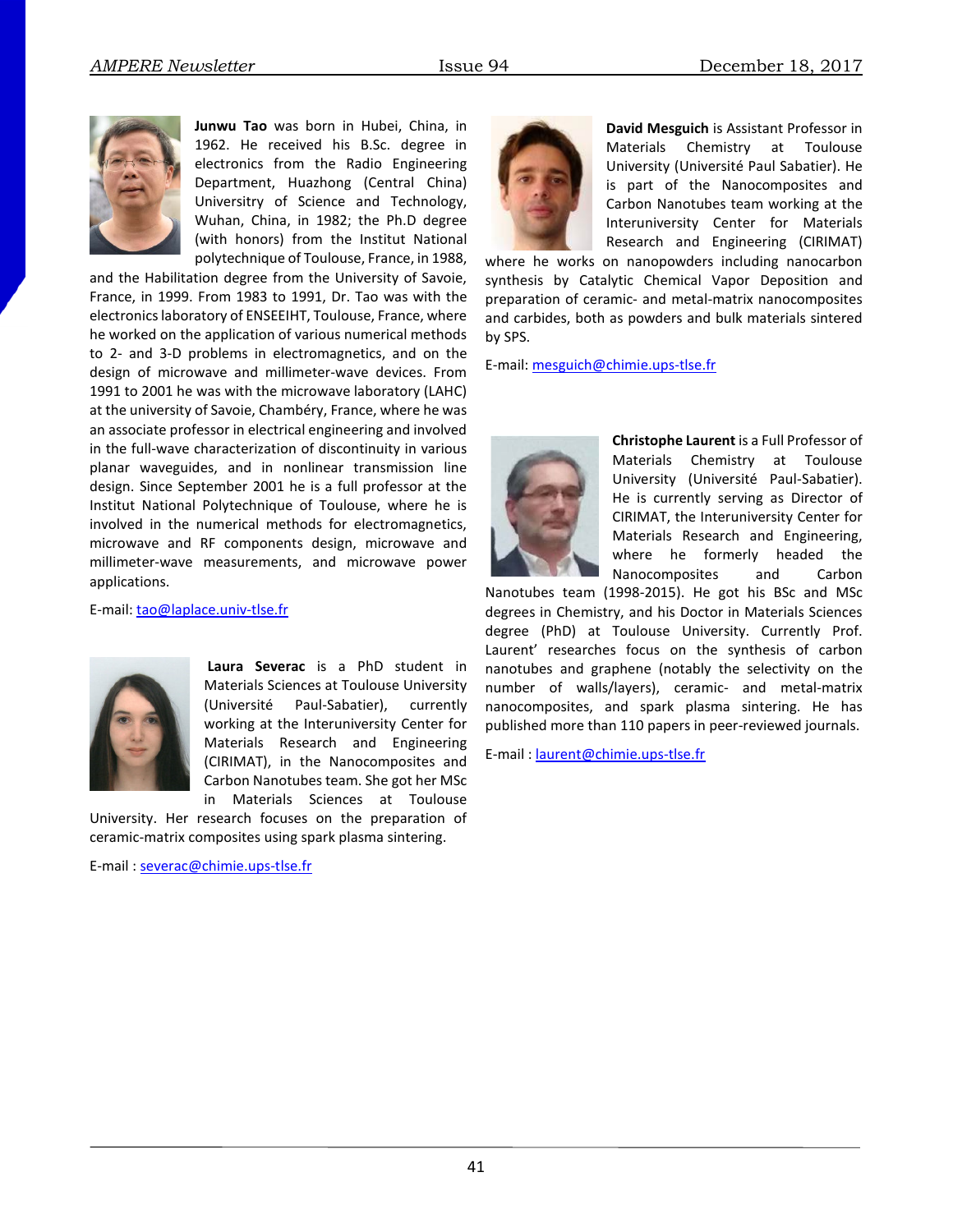**Junwu Tao** was born in Hubei, China, in 1962. He received his B.Sc. degree in electronics from the Radio Engineering Department, Huazhong (Central China) University of Science and Technology, Wuhan, China, in 1982; the Ph.D degree (with honors) from the Institut National polytechnique of Toulouse, France, in 1988, and the Habilitation degree from the University of Savoie, France, in 1999. From 1983 to 1991, Dr. Tao was with the electronics laboratory of ENSEEIHT, Toulouse, France, where he worked on the application of various numerical methods to 2- and 3-D problems in electromagnetics, and on the design of microwave and millimeter-wave devices. From 1991 to 2001 he was with the microwave laboratory (LAHC) at the university of Savoie, Chambéry, France, where he was an associate professor in electrical engineering and involved in the full-wave characterization of discontinuity in various planar waveguides, and in nonlinear transmission line design. Since September 2001 he is a full professor at the Institut National Polytechnique of Toulouse, where he is involved in the numerical methods for electromagnetics, microwave and RF components design, microwave and millimeter-wave measurements, and microwave power applications.

E-mail: tao@laplace.univ-tlse.fr

**Laura Severac** is a PhD student in Materials Sciences at Toulouse University (Université Paul-Sabatier), currently working at the Interuniversity Center for Materials Research and Engineering (CIRIMAT), in the Nanocomposites and Carbon Nanotubes team. She got her MSc in Materials Sciences at Toulouse University. Her research focuses on the preparation of ceramic-matrix composites using spark plasma sintering.

E-mail : severac@chimie.ups-tlse.fr

**David Mesguich** is Assistant Professor in Materials Chemistry at Toulouse University (Université Paul Sabatier). He is part of the Nanocomposites and Carbon Nanotubes team working at the Interuniversity Center for Materials Research and Engineering (CIRIMAT) where he works on nanopowders including nanocarbon synthesis by Catalytic Chemical Vapor Deposition and preparation of ceramic- and metal-matrix nanocomposites and carbides, both as powders and bulk materials sintered by SPS.

E-mail: mesguich@chimie.ups-tlse.fr

**Christophe Laurent** is a Full Professor of Materials Chemistry at Toulouse University (Université Paul-Sabatier). He is currently serving as Director of CIRIMAT, the Interuniversity Center for Materials Research and Engineering, where he formerly headed the Nanocomposites and Carbon Nanotubes team (1998-2015). He got his BSc and MSc degrees in Chemistry, and his Doctor in Materials Sciences degree (PhD) at Toulouse University. Currently Prof. Laurent' researches focus on the synthesis of carbon nanotubes and graphene (notably the selectivity on the number of walls/layers), ceramic- and metal-matrix nanocomposites, and spark plasma sintering. He has published more than 110 papers in peer-reviewed journals.

E-mail : laurent@chimie.ups-tlse.fr